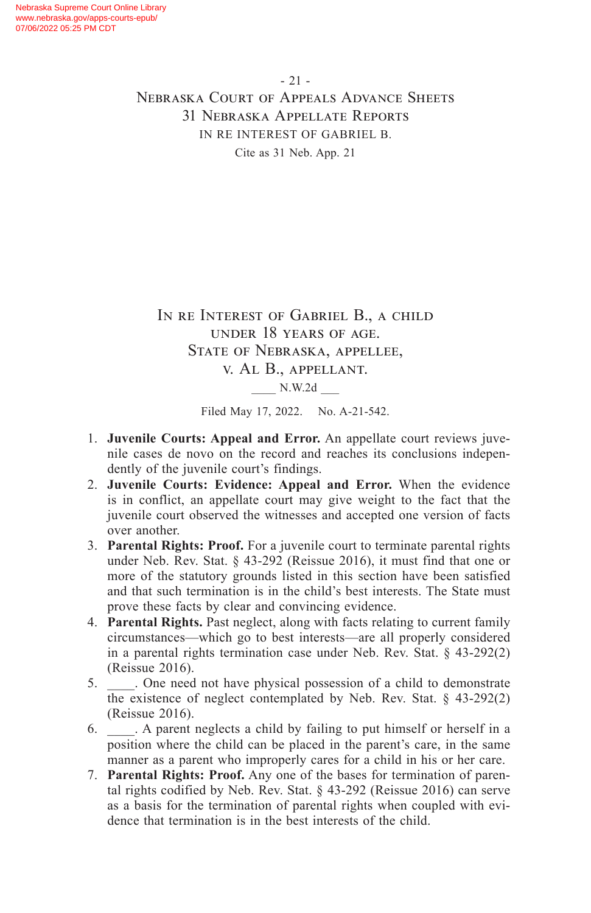# In re Interest of Gabriel B., a child under 18 years of age.
## State of Nebraska, appellee, v. Al B., appellant.

\_\_\_\_ N.W.2d \_\_\_

Filed May 17, 2022. No. A-21-542.

1. **Juvenile Courts: Appeal and Error.** An appellate court reviews juvenile cases de novo on the record and reaches its conclusions independently of the juvenile court's findings.
2. **Juvenile Courts: Evidence: Appeal and Error.** When the evidence is in conflict, an appellate court may give weight to the fact that the juvenile court observed the witnesses and accepted one version of facts over another.
3. **Parental Rights: Proof.** For a juvenile court to terminate parental rights under Neb. Rev. Stat. § 43-292 (Reissue 2016), it must find that one or more of the statutory grounds listed in this section have been satisfied and that such termination is in the child's best interests. The State must prove these facts by clear and convincing evidence.
4. **Parental Rights.** Past neglect, along with facts relating to current family circumstances—which go to best interests—are all properly considered in a parental rights termination case under Neb. Rev. Stat. § 43-292(2) (Reissue 2016).
5. \_\_\_\_. One need not have physical possession of a child to demonstrate the existence of neglect contemplated by Neb. Rev. Stat. § 43-292(2) (Reissue 2016).
6. \_\_\_\_. A parent neglects a child by failing to put himself or herself in a position where the child can be placed in the parent's care, in the same manner as a parent who improperly cares for a child in his or her care.
7. **Parental Rights: Proof.** Any one of the bases for termination of parental rights codified by Neb. Rev. Stat. § 43-292 (Reissue 2016) can serve as a basis for the termination of parental rights when coupled with evidence that termination is in the best interests of the child.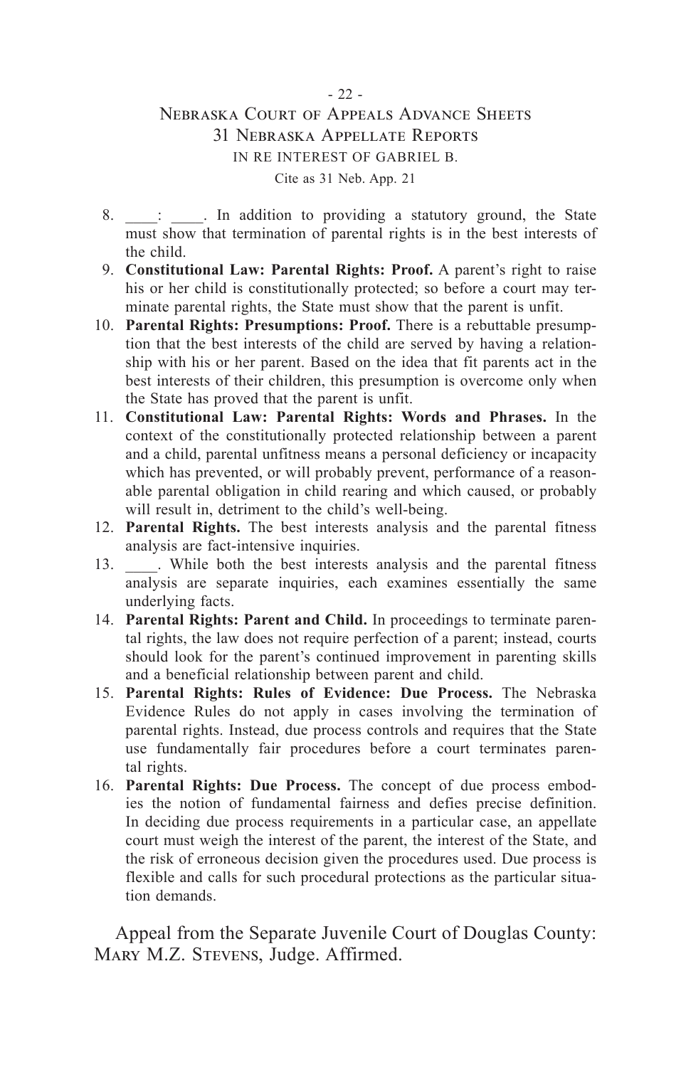8. \_\_\_\_: \_\_\_\_. In addition to providing a statutory ground, the State must show that termination of parental rights is in the best interests of the child.
9. **Constitutional Law: Parental Rights: Proof.** A parent's right to raise his or her child is constitutionally protected; so before a court may terminate parental rights, the State must show that the parent is unfit.
10. **Parental Rights: Presumptions: Proof.** There is a rebuttable presumption that the best interests of the child are served by having a relationship with his or her parent. Based on the idea that fit parents act in the best interests of their children, this presumption is overcome only when the State has proved that the parent is unfit.
11. **Constitutional Law: Parental Rights: Words and Phrases.** In the context of the constitutionally protected relationship between a parent and a child, parental unfitness means a personal deficiency or incapacity which has prevented, or will probably prevent, performance of a reasonable parental obligation in child rearing and which caused, or probably will result in, detriment to the child's well-being.
12. **Parental Rights.** The best interests analysis and the parental fitness analysis are fact-intensive inquiries.
13. \_\_\_\_. While both the best interests analysis and the parental fitness analysis are separate inquiries, each examines essentially the same underlying facts.
14. **Parental Rights: Parent and Child.** In proceedings to terminate parental rights, the law does not require perfection of a parent; instead, courts should look for the parent's continued improvement in parenting skills and a beneficial relationship between parent and child.
15. **Parental Rights: Rules of Evidence: Due Process.** The Nebraska Evidence Rules do not apply in cases involving the termination of parental rights. Instead, due process controls and requires that the State use fundamentally fair procedures before a court terminates parental rights.
16. **Parental Rights: Due Process.** The concept of due process embodies the notion of fundamental fairness and defies precise definition. In deciding due process requirements in a particular case, an appellate court must weigh the interest of the parent, the interest of the State, and the risk of erroneous decision given the procedures used. Due process is flexible and calls for such procedural protections as the particular situation demands.

Appeal from the Separate Juvenile Court of Douglas County: Mary M.Z. Stevens, Judge. Affirmed.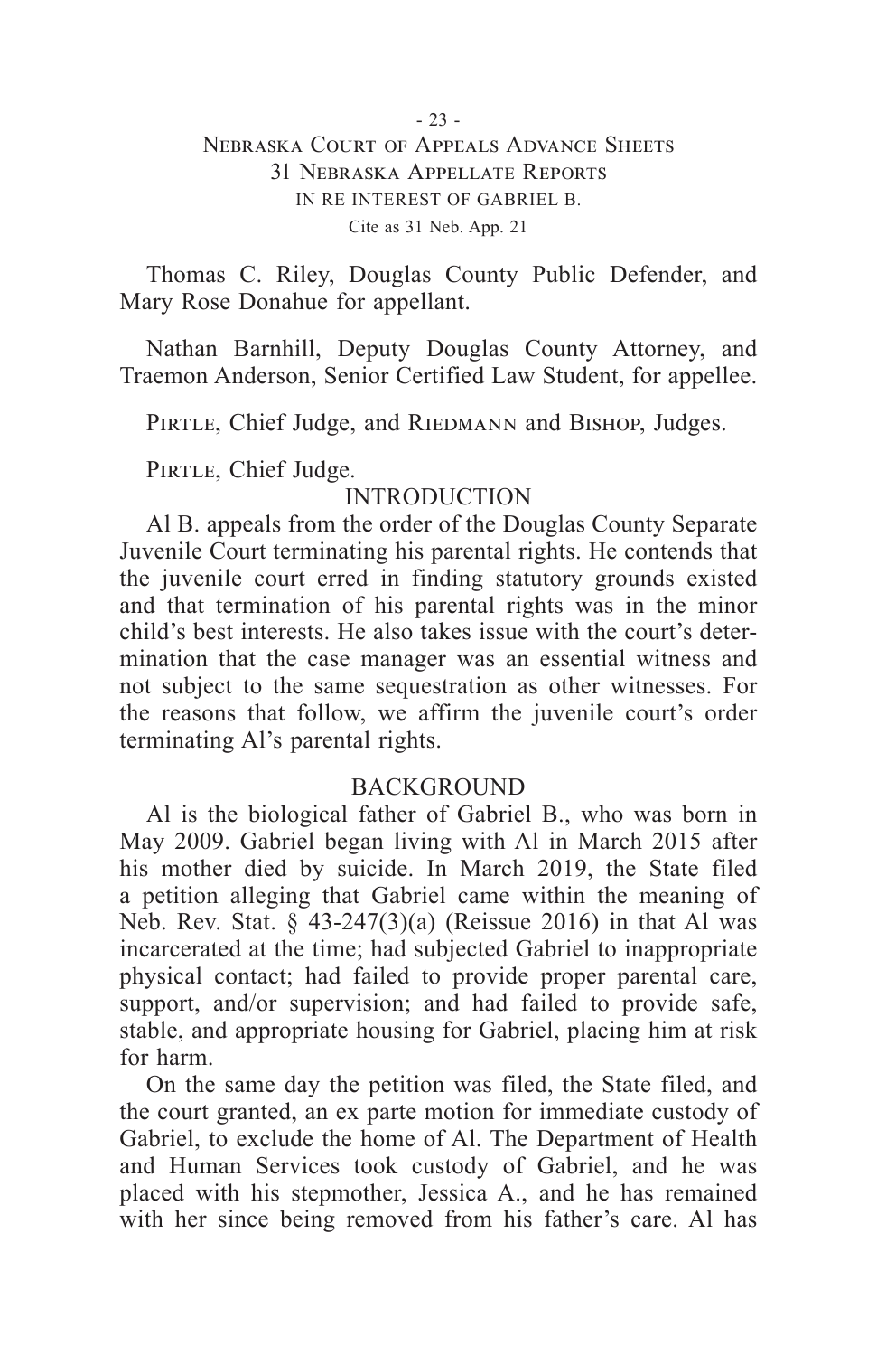Thomas C. Riley, Douglas County Public Defender, and Mary Rose Donahue for appellant.

Nathan Barnhill, Deputy Douglas County Attorney, and Traemon Anderson, Senior Certified Law Student, for appellee.

Pirtle, Chief Judge, and Riedmann and Bishop, Judges.

Pirtle, Chief Judge.

## INTRODUCTION

Al B. appeals from the order of the Douglas County Separate Juvenile Court terminating his parental rights. He contends that the juvenile court erred in finding statutory grounds existed and that termination of his parental rights was in the minor child's best interests. He also takes issue with the court's determination that the case manager was an essential witness and not subject to the same sequestration as other witnesses. For the reasons that follow, we affirm the juvenile court's order terminating Al's parental rights.

## BACKGROUND

Al is the biological father of Gabriel B., who was born in May 2009. Gabriel began living with Al in March 2015 after his mother died by suicide. In March 2019, the State filed a petition alleging that Gabriel came within the meaning of Neb. Rev. Stat. § 43-247(3)(a) (Reissue 2016) in that Al was incarcerated at the time; had subjected Gabriel to inappropriate physical contact; had failed to provide proper parental care, support, and/or supervision; and had failed to provide safe, stable, and appropriate housing for Gabriel, placing him at risk for harm.

On the same day the petition was filed, the State filed, and the court granted, an ex parte motion for immediate custody of Gabriel, to exclude the home of Al. The Department of Health and Human Services took custody of Gabriel, and he was placed with his stepmother, Jessica A., and he has remained with her since being removed from his father's care. Al has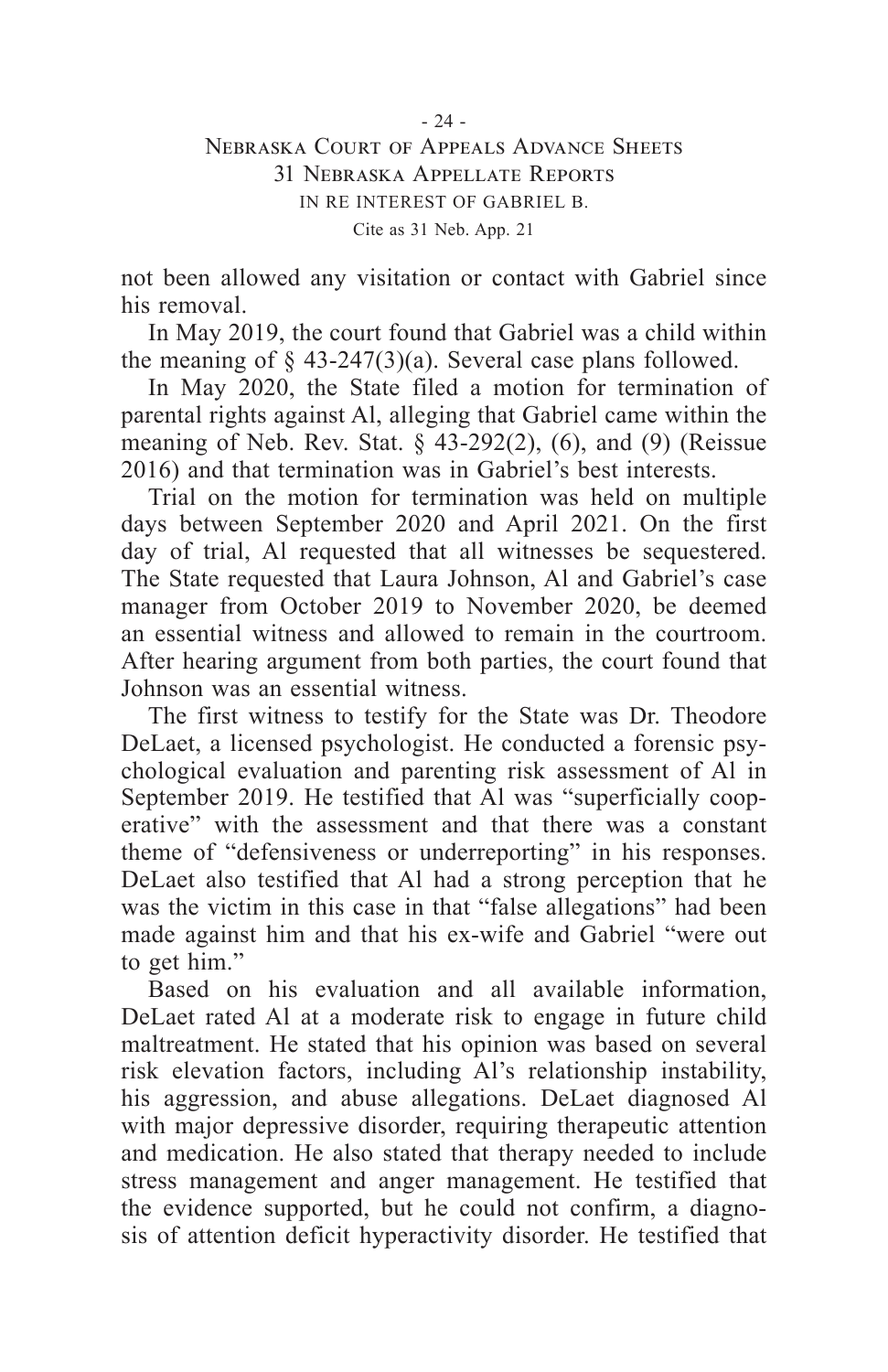not been allowed any visitation or contact with Gabriel since his removal.

In May 2019, the court found that Gabriel was a child within the meaning of § 43-247(3)(a). Several case plans followed.

In May 2020, the State filed a motion for termination of parental rights against Al, alleging that Gabriel came within the meaning of Neb. Rev. Stat. § 43-292(2), (6), and (9) (Reissue 2016) and that termination was in Gabriel's best interests.

Trial on the motion for termination was held on multiple days between September 2020 and April 2021. On the first day of trial, Al requested that all witnesses be sequestered. The State requested that Laura Johnson, Al and Gabriel's case manager from October 2019 to November 2020, be deemed an essential witness and allowed to remain in the courtroom. After hearing argument from both parties, the court found that Johnson was an essential witness.

The first witness to testify for the State was Dr. Theodore DeLaet, a licensed psychologist. He conducted a forensic psychological evaluation and parenting risk assessment of Al in September 2019. He testified that Al was "superficially cooperative" with the assessment and that there was a constant theme of "defensiveness or underreporting" in his responses. DeLaet also testified that Al had a strong perception that he was the victim in this case in that "false allegations" had been made against him and that his ex-wife and Gabriel "were out to get him."

Based on his evaluation and all available information, DeLaet rated Al at a moderate risk to engage in future child maltreatment. He stated that his opinion was based on several risk elevation factors, including Al's relationship instability, his aggression, and abuse allegations. DeLaet diagnosed Al with major depressive disorder, requiring therapeutic attention and medication. He also stated that therapy needed to include stress management and anger management. He testified that the evidence supported, but he could not confirm, a diagnosis of attention deficit hyperactivity disorder. He testified that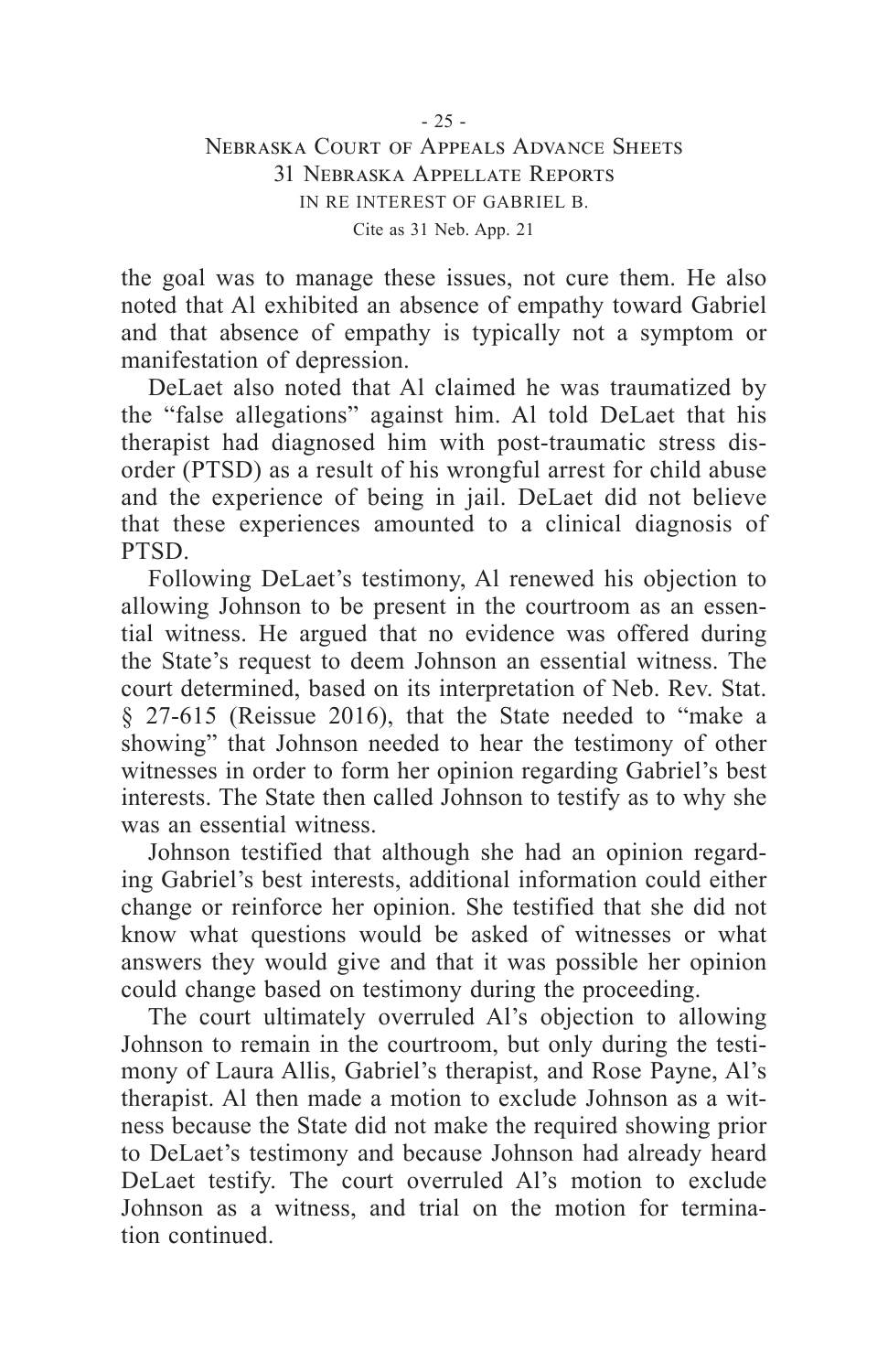the goal was to manage these issues, not cure them. He also noted that Al exhibited an absence of empathy toward Gabriel and that absence of empathy is typically not a symptom or manifestation of depression.

DeLaet also noted that Al claimed he was traumatized by the "false allegations" against him. Al told DeLaet that his therapist had diagnosed him with post-traumatic stress disorder (PTSD) as a result of his wrongful arrest for child abuse and the experience of being in jail. DeLaet did not believe that these experiences amounted to a clinical diagnosis of PTSD.

Following DeLaet's testimony, Al renewed his objection to allowing Johnson to be present in the courtroom as an essential witness. He argued that no evidence was offered during the State's request to deem Johnson an essential witness. The court determined, based on its interpretation of Neb. Rev. Stat. § 27-615 (Reissue 2016), that the State needed to "make a showing" that Johnson needed to hear the testimony of other witnesses in order to form her opinion regarding Gabriel's best interests. The State then called Johnson to testify as to why she was an essential witness.

Johnson testified that although she had an opinion regarding Gabriel's best interests, additional information could either change or reinforce her opinion. She testified that she did not know what questions would be asked of witnesses or what answers they would give and that it was possible her opinion could change based on testimony during the proceeding.

The court ultimately overruled Al's objection to allowing Johnson to remain in the courtroom, but only during the testimony of Laura Allis, Gabriel's therapist, and Rose Payne, Al's therapist. Al then made a motion to exclude Johnson as a witness because the State did not make the required showing prior to DeLaet's testimony and because Johnson had already heard DeLaet testify. The court overruled Al's motion to exclude Johnson as a witness, and trial on the motion for termination continued.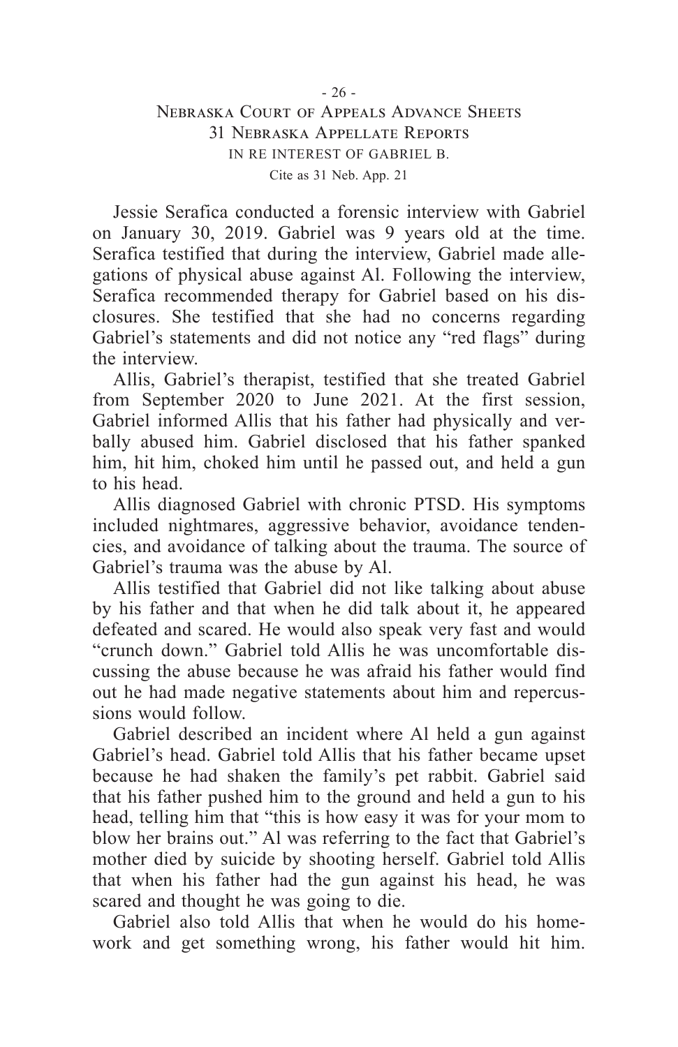Jessie Serafica conducted a forensic interview with Gabriel on January 30, 2019. Gabriel was 9 years old at the time. Serafica testified that during the interview, Gabriel made allegations of physical abuse against Al. Following the interview, Serafica recommended therapy for Gabriel based on his disclosures. She testified that she had no concerns regarding Gabriel's statements and did not notice any "red flags" during the interview.

Allis, Gabriel's therapist, testified that she treated Gabriel from September 2020 to June 2021. At the first session, Gabriel informed Allis that his father had physically and verbally abused him. Gabriel disclosed that his father spanked him, hit him, choked him until he passed out, and held a gun to his head.

Allis diagnosed Gabriel with chronic PTSD. His symptoms included nightmares, aggressive behavior, avoidance tendencies, and avoidance of talking about the trauma. The source of Gabriel's trauma was the abuse by Al.

Allis testified that Gabriel did not like talking about abuse by his father and that when he did talk about it, he appeared defeated and scared. He would also speak very fast and would "crunch down." Gabriel told Allis he was uncomfortable discussing the abuse because he was afraid his father would find out he had made negative statements about him and repercussions would follow.

Gabriel described an incident where Al held a gun against Gabriel's head. Gabriel told Allis that his father became upset because he had shaken the family's pet rabbit. Gabriel said that his father pushed him to the ground and held a gun to his head, telling him that "this is how easy it was for your mom to blow her brains out." Al was referring to the fact that Gabriel's mother died by suicide by shooting herself. Gabriel told Allis that when his father had the gun against his head, he was scared and thought he was going to die.

Gabriel also told Allis that when he would do his homework and get something wrong, his father would hit him.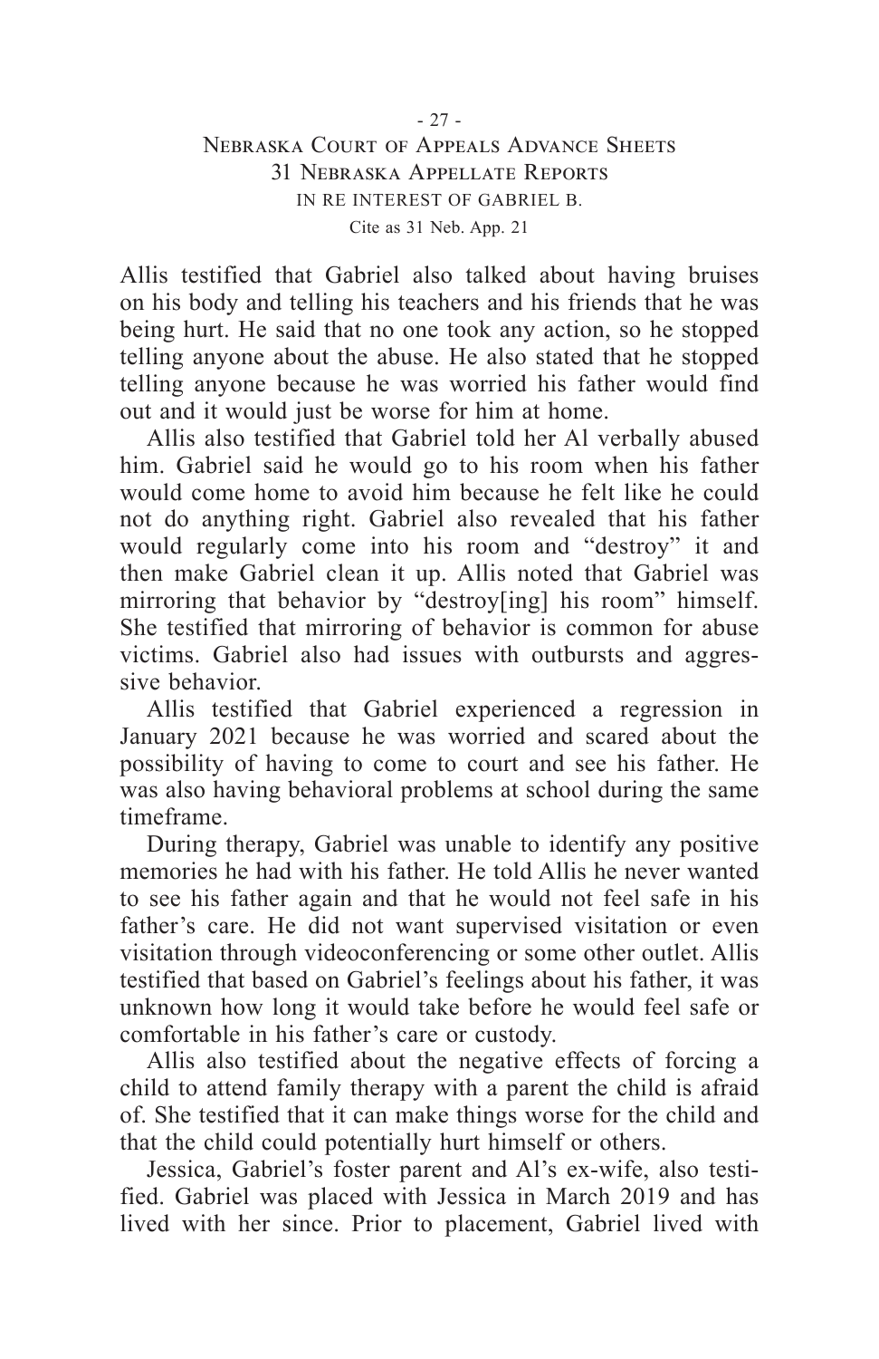Allis testified that Gabriel also talked about having bruises on his body and telling his teachers and his friends that he was being hurt. He said that no one took any action, so he stopped telling anyone about the abuse. He also stated that he stopped telling anyone because he was worried his father would find out and it would just be worse for him at home.

Allis also testified that Gabriel told her Al verbally abused him. Gabriel said he would go to his room when his father would come home to avoid him because he felt like he could not do anything right. Gabriel also revealed that his father would regularly come into his room and "destroy" it and then make Gabriel clean it up. Allis noted that Gabriel was mirroring that behavior by "destroy[ing] his room" himself. She testified that mirroring of behavior is common for abuse victims. Gabriel also had issues with outbursts and aggressive behavior.

Allis testified that Gabriel experienced a regression in January 2021 because he was worried and scared about the possibility of having to come to court and see his father. He was also having behavioral problems at school during the same timeframe.

During therapy, Gabriel was unable to identify any positive memories he had with his father. He told Allis he never wanted to see his father again and that he would not feel safe in his father's care. He did not want supervised visitation or even visitation through videoconferencing or some other outlet. Allis testified that based on Gabriel's feelings about his father, it was unknown how long it would take before he would feel safe or comfortable in his father's care or custody.

Allis also testified about the negative effects of forcing a child to attend family therapy with a parent the child is afraid of. She testified that it can make things worse for the child and that the child could potentially hurt himself or others.

Jessica, Gabriel's foster parent and Al's ex-wife, also testified. Gabriel was placed with Jessica in March 2019 and has lived with her since. Prior to placement, Gabriel lived with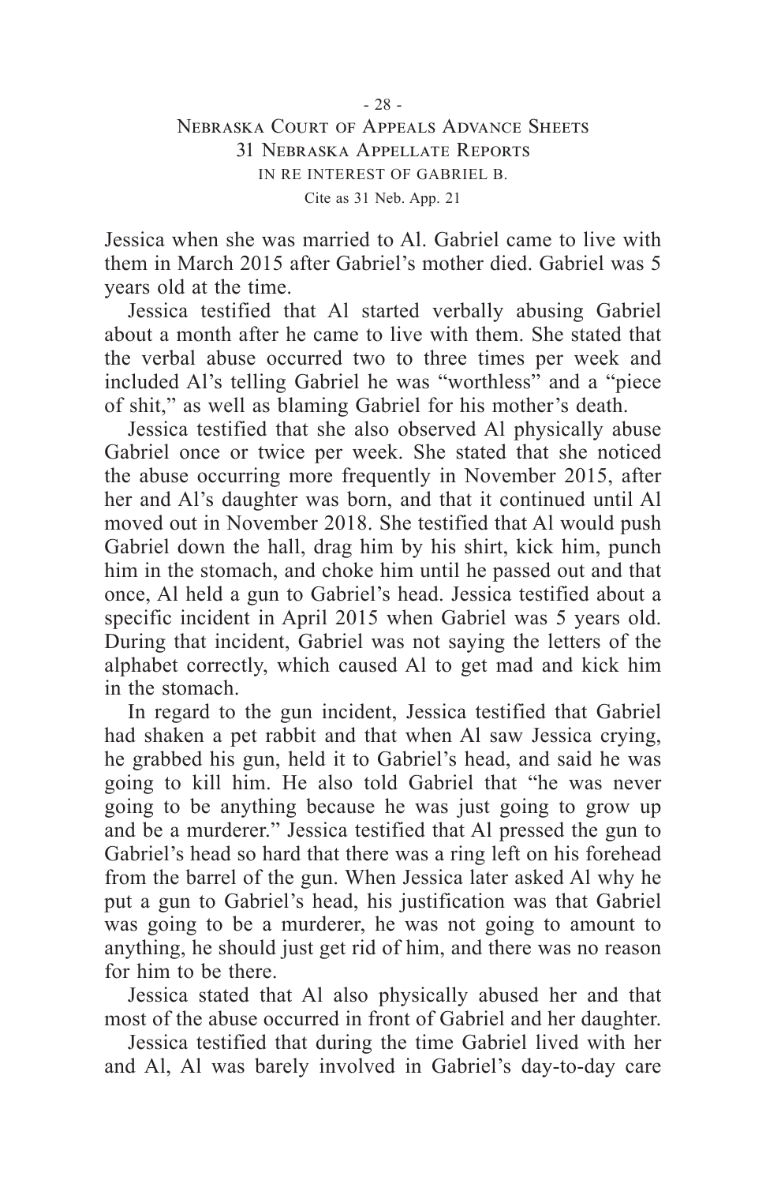Jessica when she was married to Al. Gabriel came to live with them in March 2015 after Gabriel's mother died. Gabriel was 5 years old at the time.

Jessica testified that Al started verbally abusing Gabriel about a month after he came to live with them. She stated that the verbal abuse occurred two to three times per week and included Al's telling Gabriel he was "worthless" and a "piece of shit," as well as blaming Gabriel for his mother's death.

Jessica testified that she also observed Al physically abuse Gabriel once or twice per week. She stated that she noticed the abuse occurring more frequently in November 2015, after her and Al's daughter was born, and that it continued until Al moved out in November 2018. She testified that Al would push Gabriel down the hall, drag him by his shirt, kick him, punch him in the stomach, and choke him until he passed out and that once, Al held a gun to Gabriel's head. Jessica testified about a specific incident in April 2015 when Gabriel was 5 years old. During that incident, Gabriel was not saying the letters of the alphabet correctly, which caused Al to get mad and kick him in the stomach.

In regard to the gun incident, Jessica testified that Gabriel had shaken a pet rabbit and that when Al saw Jessica crying, he grabbed his gun, held it to Gabriel's head, and said he was going to kill him. He also told Gabriel that "he was never going to be anything because he was just going to grow up and be a murderer." Jessica testified that Al pressed the gun to Gabriel's head so hard that there was a ring left on his forehead from the barrel of the gun. When Jessica later asked Al why he put a gun to Gabriel's head, his justification was that Gabriel was going to be a murderer, he was not going to amount to anything, he should just get rid of him, and there was no reason for him to be there.

Jessica stated that Al also physically abused her and that most of the abuse occurred in front of Gabriel and her daughter.

Jessica testified that during the time Gabriel lived with her and Al, Al was barely involved in Gabriel's day-to-day care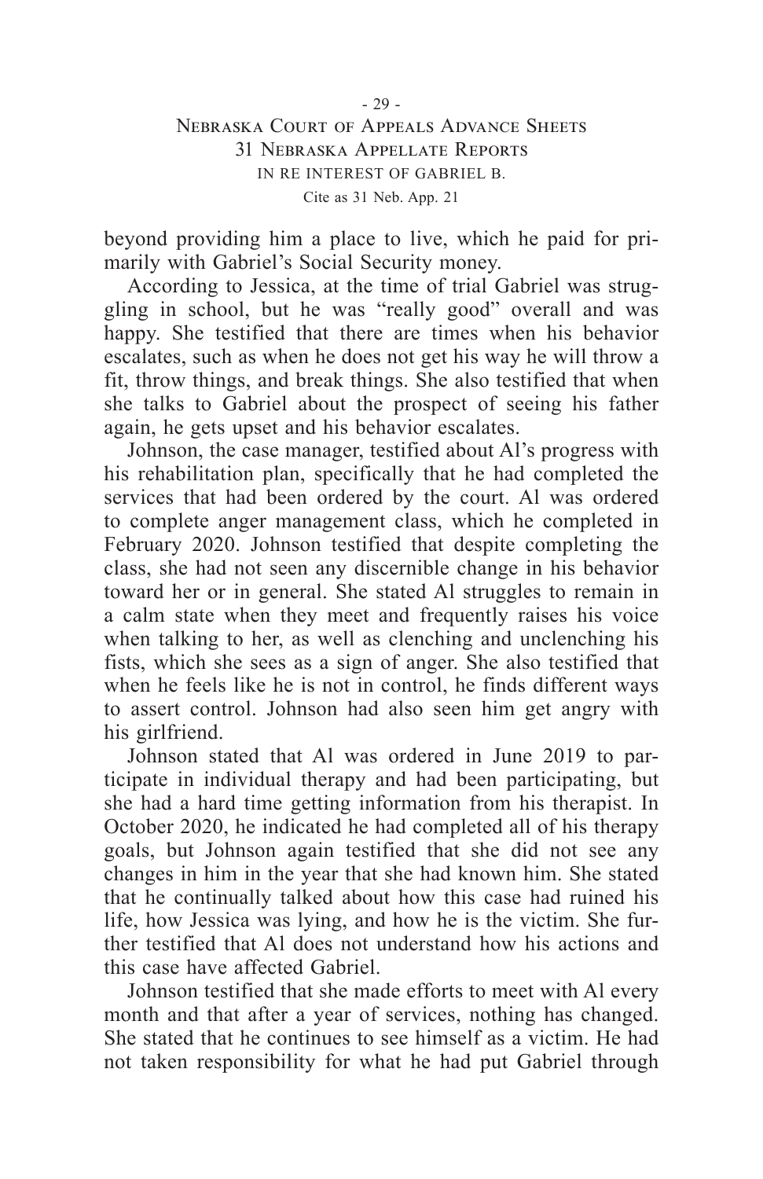beyond providing him a place to live, which he paid for primarily with Gabriel's Social Security money.

According to Jessica, at the time of trial Gabriel was struggling in school, but he was "really good" overall and was happy. She testified that there are times when his behavior escalates, such as when he does not get his way he will throw a fit, throw things, and break things. She also testified that when she talks to Gabriel about the prospect of seeing his father again, he gets upset and his behavior escalates.

Johnson, the case manager, testified about Al's progress with his rehabilitation plan, specifically that he had completed the services that had been ordered by the court. Al was ordered to complete anger management class, which he completed in February 2020. Johnson testified that despite completing the class, she had not seen any discernible change in his behavior toward her or in general. She stated Al struggles to remain in a calm state when they meet and frequently raises his voice when talking to her, as well as clenching and unclenching his fists, which she sees as a sign of anger. She also testified that when he feels like he is not in control, he finds different ways to assert control. Johnson had also seen him get angry with his girlfriend.

Johnson stated that Al was ordered in June 2019 to participate in individual therapy and had been participating, but she had a hard time getting information from his therapist. In October 2020, he indicated he had completed all of his therapy goals, but Johnson again testified that she did not see any changes in him in the year that she had known him. She stated that he continually talked about how this case had ruined his life, how Jessica was lying, and how he is the victim. She further testified that Al does not understand how his actions and this case have affected Gabriel.

Johnson testified that she made efforts to meet with Al every month and that after a year of services, nothing has changed. She stated that he continues to see himself as a victim. He had not taken responsibility for what he had put Gabriel through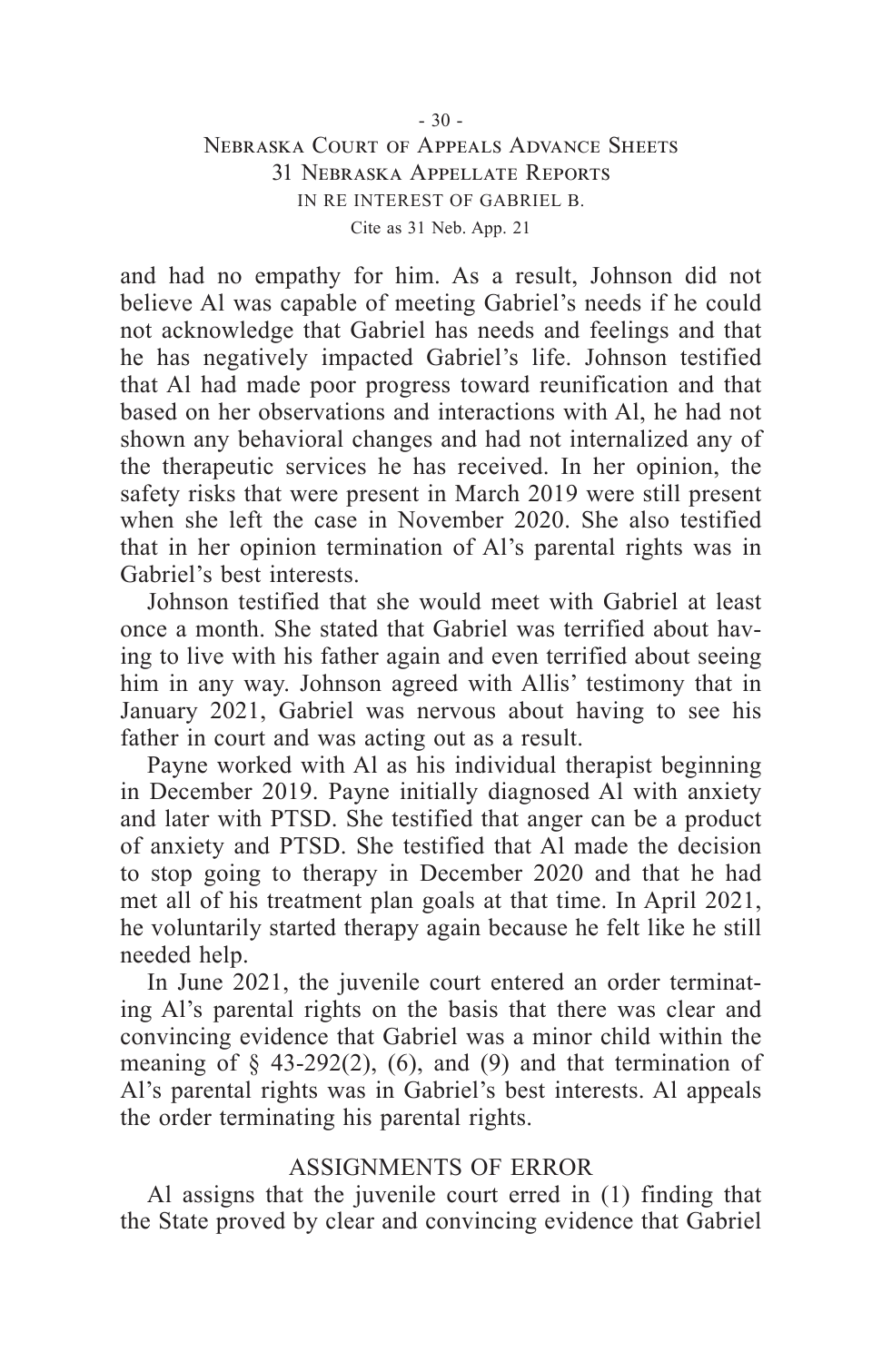and had no empathy for him. As a result, Johnson did not believe Al was capable of meeting Gabriel's needs if he could not acknowledge that Gabriel has needs and feelings and that he has negatively impacted Gabriel's life. Johnson testified that Al had made poor progress toward reunification and that based on her observations and interactions with Al, he had not shown any behavioral changes and had not internalized any of the therapeutic services he has received. In her opinion, the safety risks that were present in March 2019 were still present when she left the case in November 2020. She also testified that in her opinion termination of Al's parental rights was in Gabriel's best interests.

Johnson testified that she would meet with Gabriel at least once a month. She stated that Gabriel was terrified about having to live with his father again and even terrified about seeing him in any way. Johnson agreed with Allis' testimony that in January 2021, Gabriel was nervous about having to see his father in court and was acting out as a result.

Payne worked with Al as his individual therapist beginning in December 2019. Payne initially diagnosed Al with anxiety and later with PTSD. She testified that anger can be a product of anxiety and PTSD. She testified that Al made the decision to stop going to therapy in December 2020 and that he had met all of his treatment plan goals at that time. In April 2021, he voluntarily started therapy again because he felt like he still needed help.

In June 2021, the juvenile court entered an order terminating Al's parental rights on the basis that there was clear and convincing evidence that Gabriel was a minor child within the meaning of § 43-292(2), (6), and (9) and that termination of Al's parental rights was in Gabriel's best interests. Al appeals the order terminating his parental rights.

## ASSIGNMENTS OF ERROR

Al assigns that the juvenile court erred in (1) finding that the State proved by clear and convincing evidence that Gabriel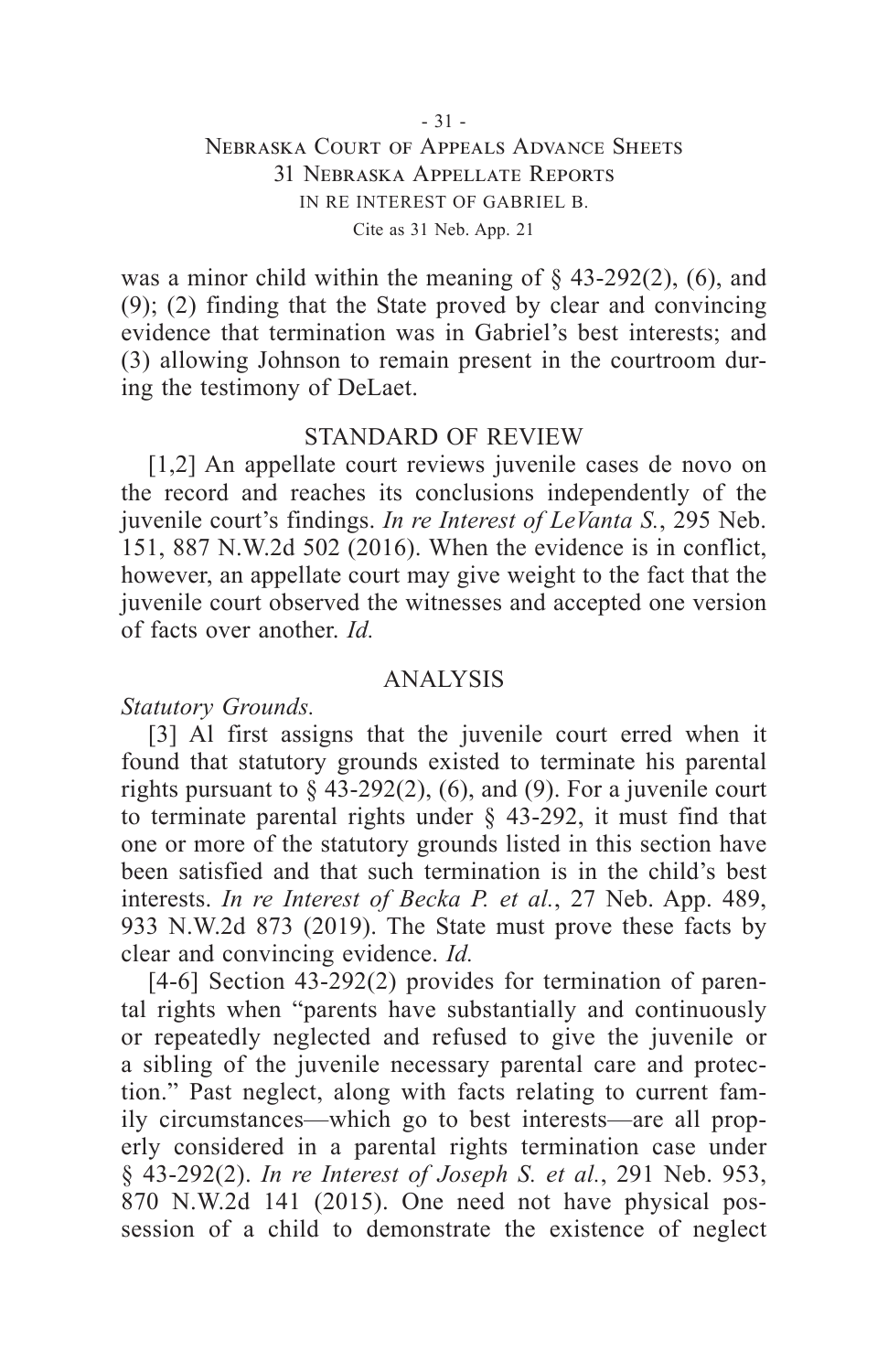was a minor child within the meaning of § 43-292(2), (6), and (9); (2) finding that the State proved by clear and convincing evidence that termination was in Gabriel's best interests; and (3) allowing Johnson to remain present in the courtroom during the testimony of DeLaet.

## STANDARD OF REVIEW

[1,2] An appellate court reviews juvenile cases de novo on the record and reaches its conclusions independently of the juvenile court's findings. *In re Interest of LeVanta S.*, 295 Neb. 151, 887 N.W.2d 502 (2016). When the evidence is in conflict, however, an appellate court may give weight to the fact that the juvenile court observed the witnesses and accepted one version of facts over another. *Id.*

## ANALYSIS

### *Statutory Grounds.*

[3] Al first assigns that the juvenile court erred when it found that statutory grounds existed to terminate his parental rights pursuant to § 43-292(2), (6), and (9). For a juvenile court to terminate parental rights under § 43-292, it must find that one or more of the statutory grounds listed in this section have been satisfied and that such termination is in the child's best interests. *In re Interest of Becka P. et al.*, 27 Neb. App. 489, 933 N.W.2d 873 (2019). The State must prove these facts by clear and convincing evidence. *Id.*

[4-6] Section 43-292(2) provides for termination of parental rights when "parents have substantially and continuously or repeatedly neglected and refused to give the juvenile or a sibling of the juvenile necessary parental care and protection." Past neglect, along with facts relating to current family circumstances—which go to best interests—are all properly considered in a parental rights termination case under § 43-292(2). *In re Interest of Joseph S. et al.*, 291 Neb. 953, 870 N.W.2d 141 (2015). One need not have physical possession of a child to demonstrate the existence of neglect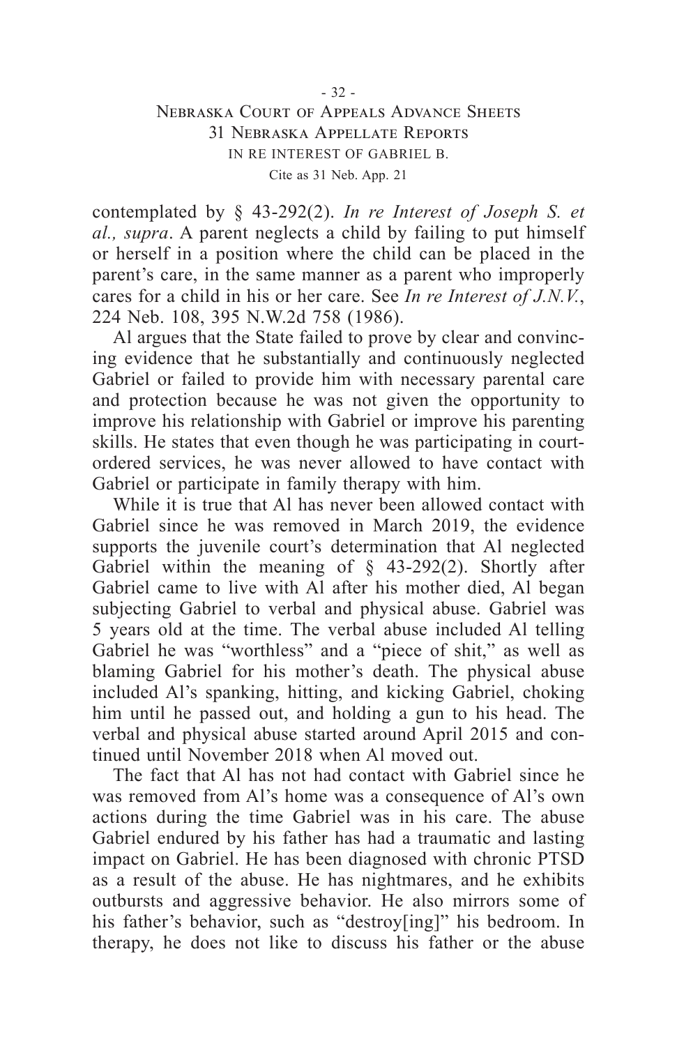contemplated by § 43-292(2). *In re Interest of Joseph S. et al., supra*. A parent neglects a child by failing to put himself or herself in a position where the child can be placed in the parent's care, in the same manner as a parent who improperly cares for a child in his or her care. See *In re Interest of J.N.V.*, 224 Neb. 108, 395 N.W.2d 758 (1986).

Al argues that the State failed to prove by clear and convincing evidence that he substantially and continuously neglected Gabriel or failed to provide him with necessary parental care and protection because he was not given the opportunity to improve his relationship with Gabriel or improve his parenting skills. He states that even though he was participating in court-ordered services, he was never allowed to have contact with Gabriel or participate in family therapy with him.

While it is true that Al has never been allowed contact with Gabriel since he was removed in March 2019, the evidence supports the juvenile court's determination that Al neglected Gabriel within the meaning of § 43-292(2). Shortly after Gabriel came to live with Al after his mother died, Al began subjecting Gabriel to verbal and physical abuse. Gabriel was 5 years old at the time. The verbal abuse included Al telling Gabriel he was "worthless" and a "piece of shit," as well as blaming Gabriel for his mother's death. The physical abuse included Al's spanking, hitting, and kicking Gabriel, choking him until he passed out, and holding a gun to his head. The verbal and physical abuse started around April 2015 and continued until November 2018 when Al moved out.

The fact that Al has not had contact with Gabriel since he was removed from Al's home was a consequence of Al's own actions during the time Gabriel was in his care. The abuse Gabriel endured by his father has had a traumatic and lasting impact on Gabriel. He has been diagnosed with chronic PTSD as a result of the abuse. He has nightmares, and he exhibits outbursts and aggressive behavior. He also mirrors some of his father's behavior, such as "destroy[ing]" his bedroom. In therapy, he does not like to discuss his father or the abuse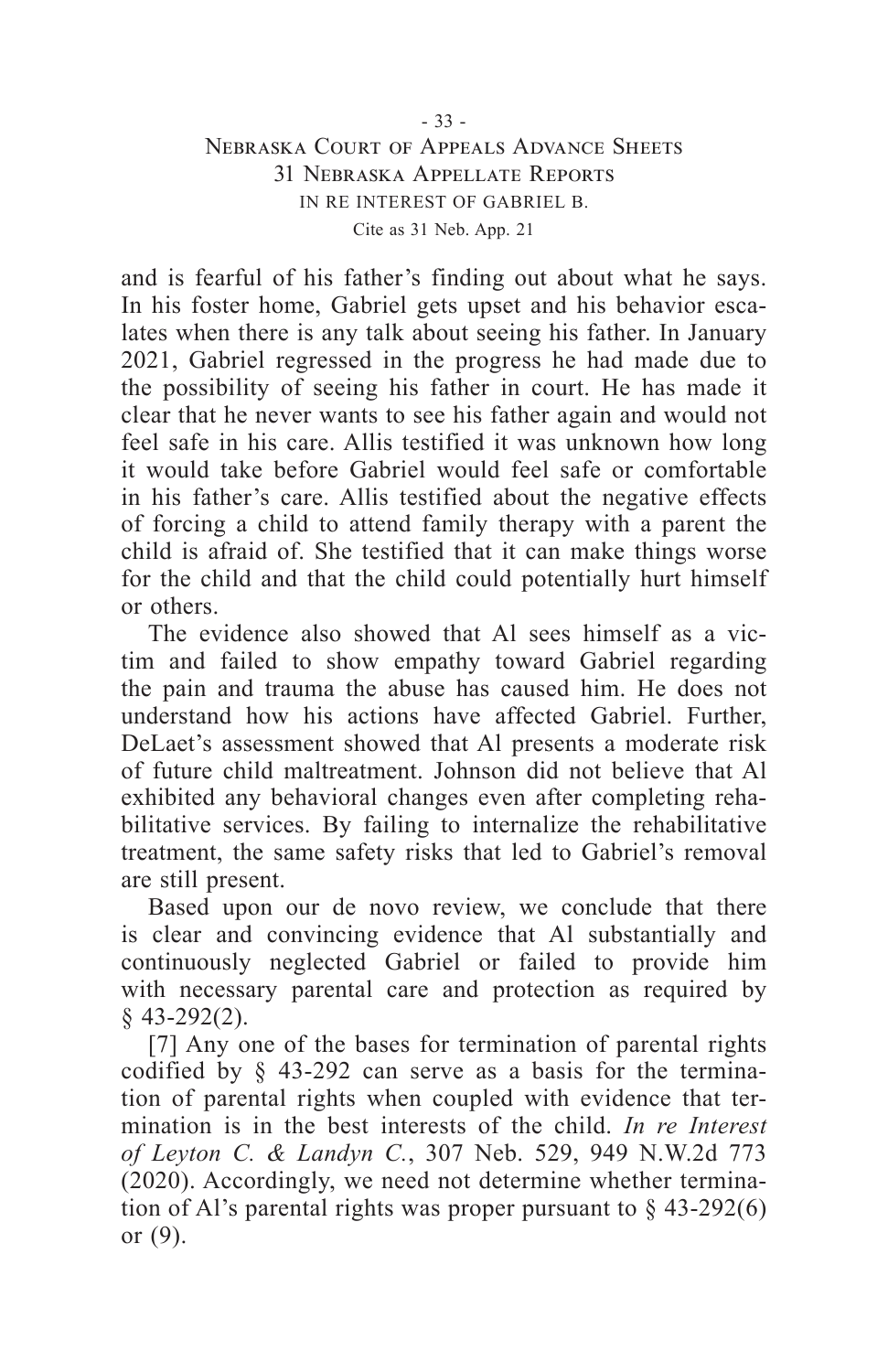and is fearful of his father's finding out about what he says. In his foster home, Gabriel gets upset and his behavior escalates when there is any talk about seeing his father. In January 2021, Gabriel regressed in the progress he had made due to the possibility of seeing his father in court. He has made it clear that he never wants to see his father again and would not feel safe in his care. Allis testified it was unknown how long it would take before Gabriel would feel safe or comfortable in his father's care. Allis testified about the negative effects of forcing a child to attend family therapy with a parent the child is afraid of. She testified that it can make things worse for the child and that the child could potentially hurt himself or others.

The evidence also showed that Al sees himself as a victim and failed to show empathy toward Gabriel regarding the pain and trauma the abuse has caused him. He does not understand how his actions have affected Gabriel. Further, DeLaet's assessment showed that Al presents a moderate risk of future child maltreatment. Johnson did not believe that Al exhibited any behavioral changes even after completing rehabilitative services. By failing to internalize the rehabilitative treatment, the same safety risks that led to Gabriel's removal are still present.

Based upon our de novo review, we conclude that there is clear and convincing evidence that Al substantially and continuously neglected Gabriel or failed to provide him with necessary parental care and protection as required by § 43-292(2).

[7] Any one of the bases for termination of parental rights codified by § 43-292 can serve as a basis for the termination of parental rights when coupled with evidence that termination is in the best interests of the child. *In re Interest of Leyton C. & Landyn C.*, 307 Neb. 529, 949 N.W.2d 773 (2020). Accordingly, we need not determine whether termination of Al's parental rights was proper pursuant to § 43-292(6) or (9).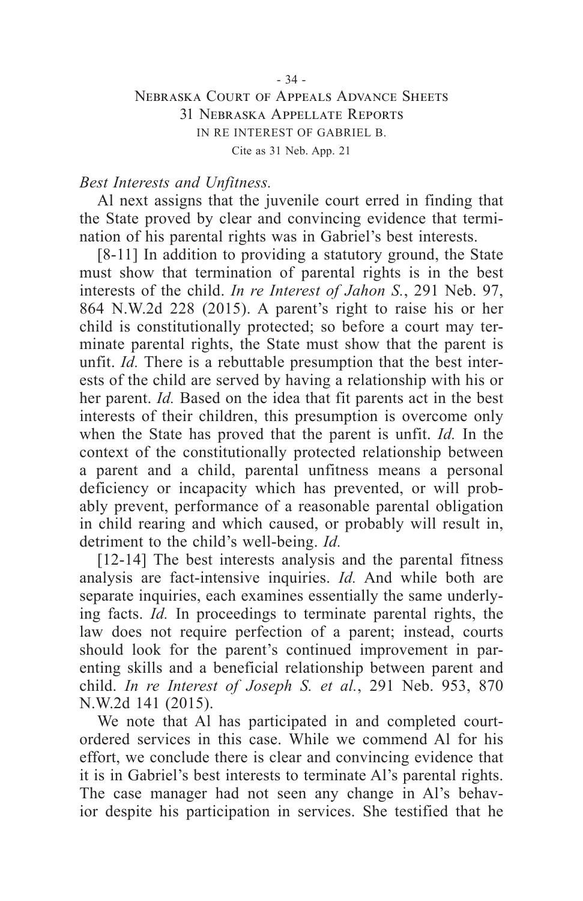*Best Interests and Unfitness.*

Al next assigns that the juvenile court erred in finding that the State proved by clear and convincing evidence that termination of his parental rights was in Gabriel's best interests.

[8-11] In addition to providing a statutory ground, the State must show that termination of parental rights is in the best interests of the child. *In re Interest of Jahon S.*, 291 Neb. 97, 864 N.W.2d 228 (2015). A parent's right to raise his or her child is constitutionally protected; so before a court may terminate parental rights, the State must show that the parent is unfit. *Id.* There is a rebuttable presumption that the best interests of the child are served by having a relationship with his or her parent. *Id.* Based on the idea that fit parents act in the best interests of their children, this presumption is overcome only when the State has proved that the parent is unfit. *Id.* In the context of the constitutionally protected relationship between a parent and a child, parental unfitness means a personal deficiency or incapacity which has prevented, or will probably prevent, performance of a reasonable parental obligation in child rearing and which caused, or probably will result in, detriment to the child's well-being. *Id.*

[12-14] The best interests analysis and the parental fitness analysis are fact-intensive inquiries. *Id.* And while both are separate inquiries, each examines essentially the same underlying facts. *Id.* In proceedings to terminate parental rights, the law does not require perfection of a parent; instead, courts should look for the parent's continued improvement in parenting skills and a beneficial relationship between parent and child. *In re Interest of Joseph S. et al.*, 291 Neb. 953, 870 N.W.2d 141 (2015).

We note that Al has participated in and completed court-ordered services in this case. While we commend Al for his effort, we conclude there is clear and convincing evidence that it is in Gabriel's best interests to terminate Al's parental rights. The case manager had not seen any change in Al's behavior despite his participation in services. She testified that he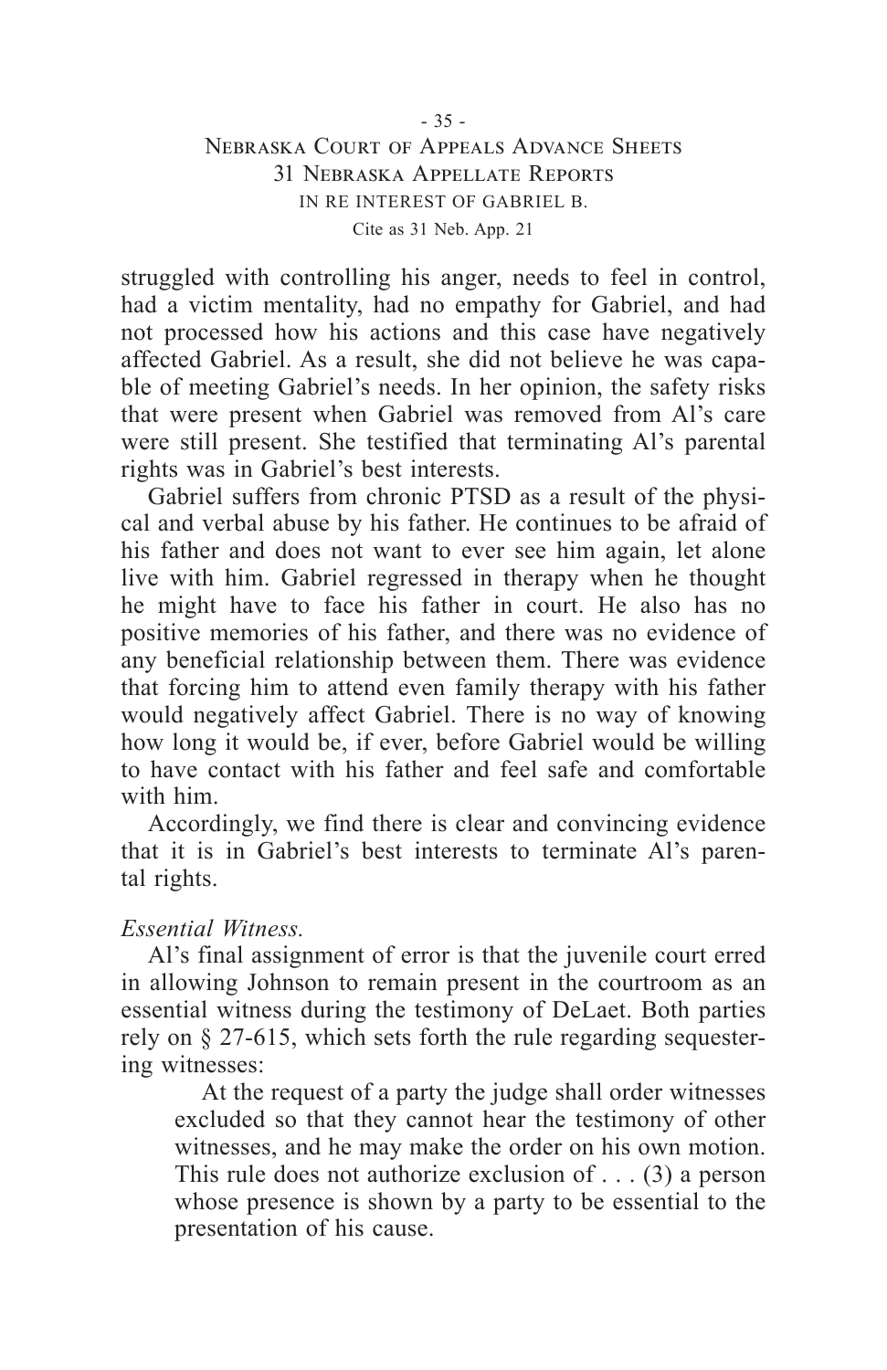struggled with controlling his anger, needs to feel in control, had a victim mentality, had no empathy for Gabriel, and had not processed how his actions and this case have negatively affected Gabriel. As a result, she did not believe he was capable of meeting Gabriel's needs. In her opinion, the safety risks that were present when Gabriel was removed from Al's care were still present. She testified that terminating Al's parental rights was in Gabriel's best interests.

Gabriel suffers from chronic PTSD as a result of the physical and verbal abuse by his father. He continues to be afraid of his father and does not want to ever see him again, let alone live with him. Gabriel regressed in therapy when he thought he might have to face his father in court. He also has no positive memories of his father, and there was no evidence of any beneficial relationship between them. There was evidence that forcing him to attend even family therapy with his father would negatively affect Gabriel. There is no way of knowing how long it would be, if ever, before Gabriel would be willing to have contact with his father and feel safe and comfortable with him.

Accordingly, we find there is clear and convincing evidence that it is in Gabriel's best interests to terminate Al's parental rights.

*Essential Witness.*

Al's final assignment of error is that the juvenile court erred in allowing Johnson to remain present in the courtroom as an essential witness during the testimony of DeLaet. Both parties rely on § 27-615, which sets forth the rule regarding sequestering witnesses:

> At the request of a party the judge shall order witnesses excluded so that they cannot hear the testimony of other witnesses, and he may make the order on his own motion. This rule does not authorize exclusion of . . . (3) a person whose presence is shown by a party to be essential to the presentation of his cause.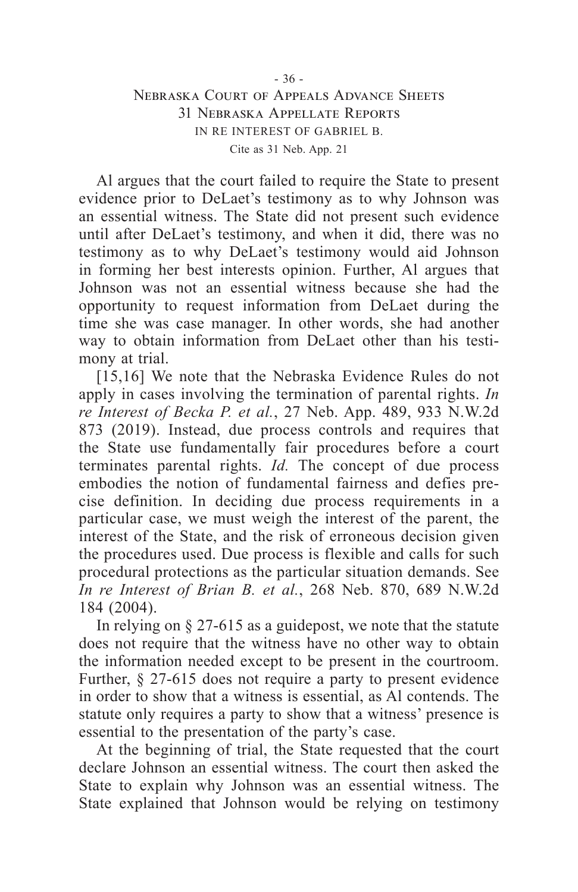Al argues that the court failed to require the State to present evidence prior to DeLaet's testimony as to why Johnson was an essential witness. The State did not present such evidence until after DeLaet's testimony, and when it did, there was no testimony as to why DeLaet's testimony would aid Johnson in forming her best interests opinion. Further, Al argues that Johnson was not an essential witness because she had the opportunity to request information from DeLaet during the time she was case manager. In other words, she had another way to obtain information from DeLaet other than his testimony at trial.

[15,16] We note that the Nebraska Evidence Rules do not apply in cases involving the termination of parental rights. *In re Interest of Becka P. et al.*, 27 Neb. App. 489, 933 N.W.2d 873 (2019). Instead, due process controls and requires that the State use fundamentally fair procedures before a court terminates parental rights. *Id.* The concept of due process embodies the notion of fundamental fairness and defies precise definition. In deciding due process requirements in a particular case, we must weigh the interest of the parent, the interest of the State, and the risk of erroneous decision given the procedures used. Due process is flexible and calls for such procedural protections as the particular situation demands. See *In re Interest of Brian B. et al.*, 268 Neb. 870, 689 N.W.2d 184 (2004).

In relying on § 27-615 as a guidepost, we note that the statute does not require that the witness have no other way to obtain the information needed except to be present in the courtroom. Further, § 27-615 does not require a party to present evidence in order to show that a witness is essential, as Al contends. The statute only requires a party to show that a witness' presence is essential to the presentation of the party's case.

At the beginning of trial, the State requested that the court declare Johnson an essential witness. The court then asked the State to explain why Johnson was an essential witness. The State explained that Johnson would be relying on testimony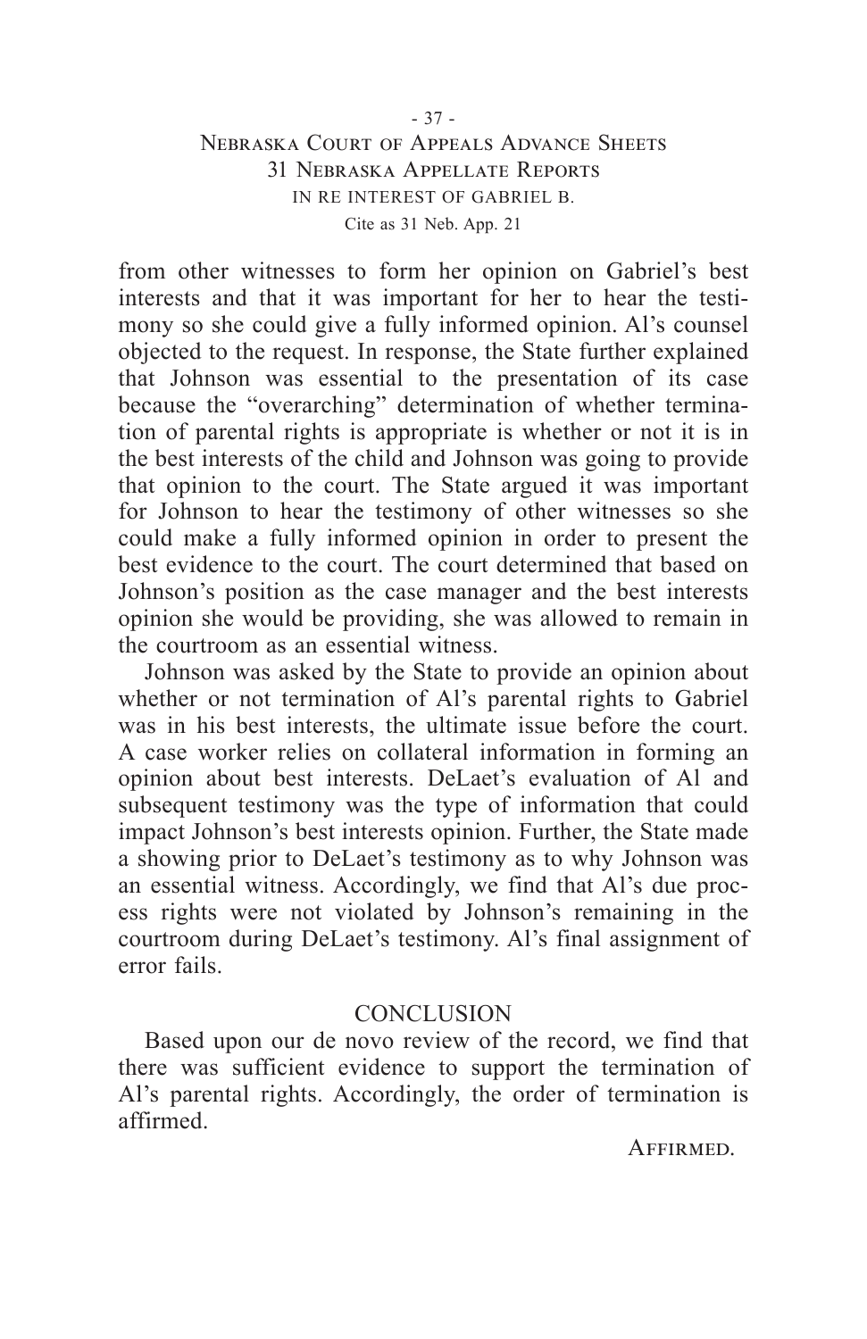from other witnesses to form her opinion on Gabriel's best interests and that it was important for her to hear the testimony so she could give a fully informed opinion. Al's counsel objected to the request. In response, the State further explained that Johnson was essential to the presentation of its case because the "overarching" determination of whether termination of parental rights is appropriate is whether or not it is in the best interests of the child and Johnson was going to provide that opinion to the court. The State argued it was important for Johnson to hear the testimony of other witnesses so she could make a fully informed opinion in order to present the best evidence to the court. The court determined that based on Johnson's position as the case manager and the best interests opinion she would be providing, she was allowed to remain in the courtroom as an essential witness.

Johnson was asked by the State to provide an opinion about whether or not termination of Al's parental rights to Gabriel was in his best interests, the ultimate issue before the court. A case worker relies on collateral information in forming an opinion about best interests. DeLaet's evaluation of Al and subsequent testimony was the type of information that could impact Johnson's best interests opinion. Further, the State made a showing prior to DeLaet's testimony as to why Johnson was an essential witness. Accordingly, we find that Al's due process rights were not violated by Johnson's remaining in the courtroom during DeLaet's testimony. Al's final assignment of error fails.

## CONCLUSION

Based upon our de novo review of the record, we find that there was sufficient evidence to support the termination of Al's parental rights. Accordingly, the order of termination is affirmed.

Affirmed.